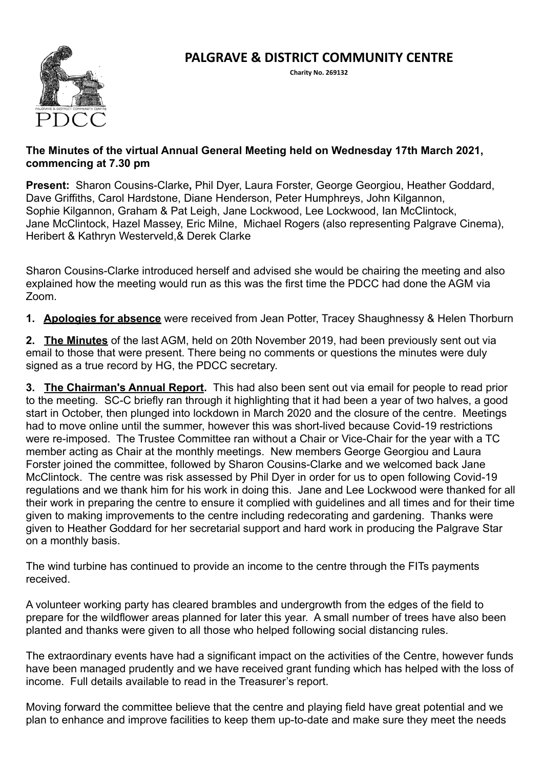# PALGRAVE & DISTRICT COMMUNITY CENTRE

**Charity No. 269132**

**The Minutes of the virtual Annual General Meeting held on Wednesday 17th March 2021, commencing at 7.30 pm**

**Present:** Sharon Cousins-Clarke**,** Phil Dyer, Laura Forster, George Georgiou, Heather Goddard, Dave Griffiths, Carol Hardstone, Diane Henderson, Peter Humphreys, John Kilgannon, Sophie Kilgannon, Graham & Pat Leigh, Jane Lockwood, Lee Lockwood, Ian McClintock, Jane McClintock, Hazel Massey, Eric Milne, Michael Rogers (also representing Palgrave Cinema), Heribert & Kathryn Westerveld,& Derek Clarke

Sharon Cousins-Clarke introduced herself and advised she would be chairing the meeting and also explained how the meeting would run as this was the first time the PDCC had done the AGM via Zoom.

**1. Apologies for absence** were received from Jean Potter, Tracey Shaughnessy & Helen Thorburn

**2. The Minutes** of the last AGM, held on 20th November 2019, had been previously sent out via email to those that were present. There being no comments or questions the minutes were duly signed as a true record by HG, the PDCC secretary.

**3. The Chairman's Annual Report.** This had also been sent out via email for people to read prior to the meeting. SC-C briefly ran through it highlighting that it had been a year of two halves, a good start in October, then plunged into lockdown in March 2020 and the closure of the centre. Meetings had to move online until the summer, however this was short-lived because Covid-19 restrictions were re-imposed. The Trustee Committee ran without a Chair or Vice-Chair for the year with a TC member acting as Chair at the monthly meetings. New members George Georgiou and Laura Forster joined the committee, followed by Sharon Cousins-Clarke and we welcomed back Jane McClintock. The centre was risk assessed by Phil Dyer in order for us to open following Covid-19 regulations and we thank him for his work in doing this. Jane and Lee Lockwood were thanked for all their work in preparing the centre to ensure it complied with guidelines and all times and for their time given to making improvements to the centre including redecorating and gardening. Thanks were given to Heather Goddard for her secretarial support and hard work in producing the Palgrave Star on a monthly basis.

The wind turbine has continued to provide an income to the centre through the FITs payments received.

A volunteer working party has cleared brambles and undergrowth from the edges of the field to prepare for the wildflower areas planned for later this year. A small number of trees have also been planted and thanks were given to all those who helped following social distancing rules.

The extraordinary events have had a significant impact on the activities of the Centre, however funds have been managed prudently and we have received grant funding which has helped with the loss of income. Full details available to read in the Treasurer's report.

Moving forward the committee believe that the centre and playing field have great potential and we plan to enhance and improve facilities to keep them up-to-date and make sure they meet the needs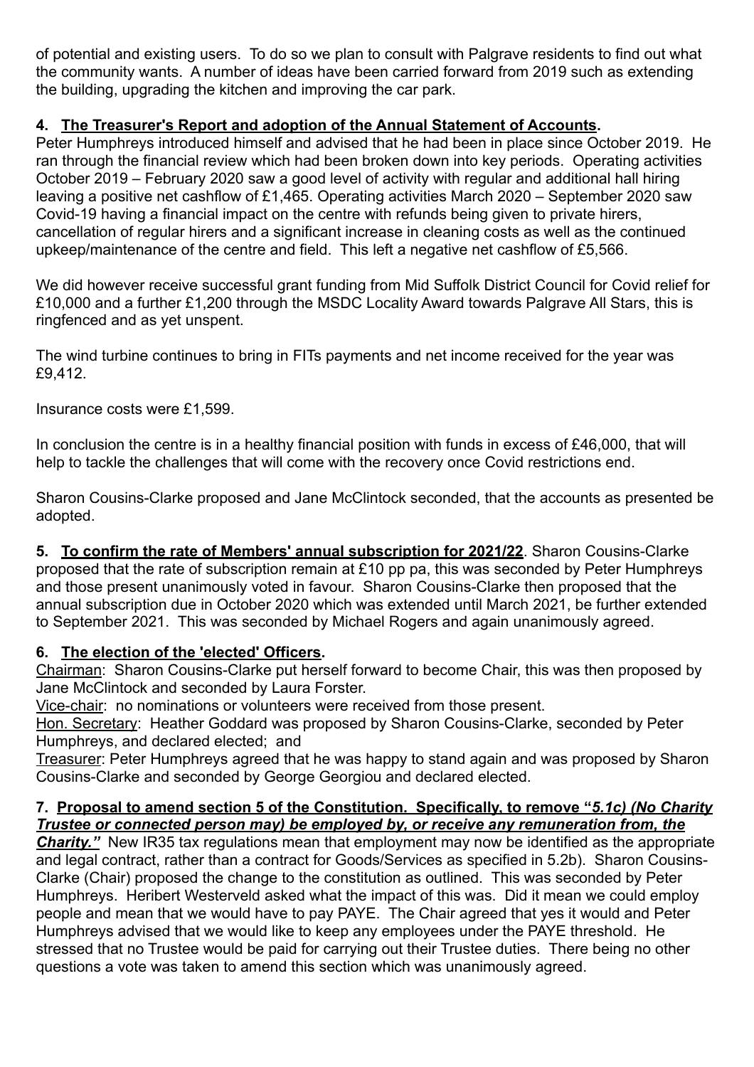of potential and existing users. To do so we plan to consult with Palgrave residents to find out what the community wants. A number of ideas have been carried forward from 2019 such as extending the building, upgrading the kitchen and improving the car park.

**4. <u>The Treasurer's Report and adoption of the Annual Statement of Accounts</u>.**
Peter Humphreys introduced himself and advised that he had been in place since October 2019. He ran through the financial review which had been broken down into key periods. Operating activities October 2019 – February 2020 saw a good level of activity with regular and additional hall hiring leaving a positive net cashflow of £1,465. Operating activities March 2020 – September 2020 saw Covid-19 having a financial impact on the centre with refunds being given to private hirers, cancellation of regular hirers and a significant increase in cleaning costs as well as the continued upkeep/maintenance of the centre and field. This left a negative net cashflow of £5,566.

We did however receive successful grant funding from Mid Suffolk District Council for Covid relief for £10,000 and a further £1,200 through the MSDC Locality Award towards Palgrave All Stars, this is ringfenced and as yet unspent.

The wind turbine continues to bring in FITs payments and net income received for the year was £9,412.

Insurance costs were £1,599.

In conclusion the centre is in a healthy financial position with funds in excess of £46,000, that will help to tackle the challenges that will come with the recovery once Covid restrictions end.

Sharon Cousins-Clarke proposed and Jane McClintock seconded, that the accounts as presented be adopted.

**5. <u>To confirm the rate of Members' annual subscription for 2021/22</u>**. Sharon Cousins-Clarke proposed that the rate of subscription remain at £10 pp pa, this was seconded by Peter Humphreys and those present unanimously voted in favour. Sharon Cousins-Clarke then proposed that the annual subscription due in October 2020 which was extended until March 2021, be further extended to September 2021. This was seconded by Michael Rogers and again unanimously agreed.

**6. <u>The election of the 'elected' Officers</u>.**
<u>Chairman</u>: Sharon Cousins-Clarke put herself forward to become Chair, this was then proposed by Jane McClintock and seconded by Laura Forster.
<u>Vice-chair</u>: no nominations or volunteers were received from those present.
<u>Hon. Secretary</u>: Heather Goddard was proposed by Sharon Cousins-Clarke, seconded by Peter Humphreys, and declared elected; and
<u>Treasurer</u>: Peter Humphreys agreed that he was happy to stand again and was proposed by Sharon Cousins-Clarke and seconded by George Georgiou and declared elected.

**7. <u>Proposal to amend section 5 of the Constitution. Specifically, to remove "*5.1c) (No Charity Trustee or connected person may) be employed by, or receive any remuneration from, the Charity.*"</u>** New IR35 tax regulations mean that employment may now be identified as the appropriate and legal contract, rather than a contract for Goods/Services as specified in 5.2b). Sharon Cousins-Clarke (Chair) proposed the change to the constitution as outlined. This was seconded by Peter Humphreys. Heribert Westerveld asked what the impact of this was. Did it mean we could employ people and mean that we would have to pay PAYE. The Chair agreed that yes it would and Peter Humphreys advised that we would like to keep any employees under the PAYE threshold. He stressed that no Trustee would be paid for carrying out their Trustee duties. There being no other questions a vote was taken to amend this section which was unanimously agreed.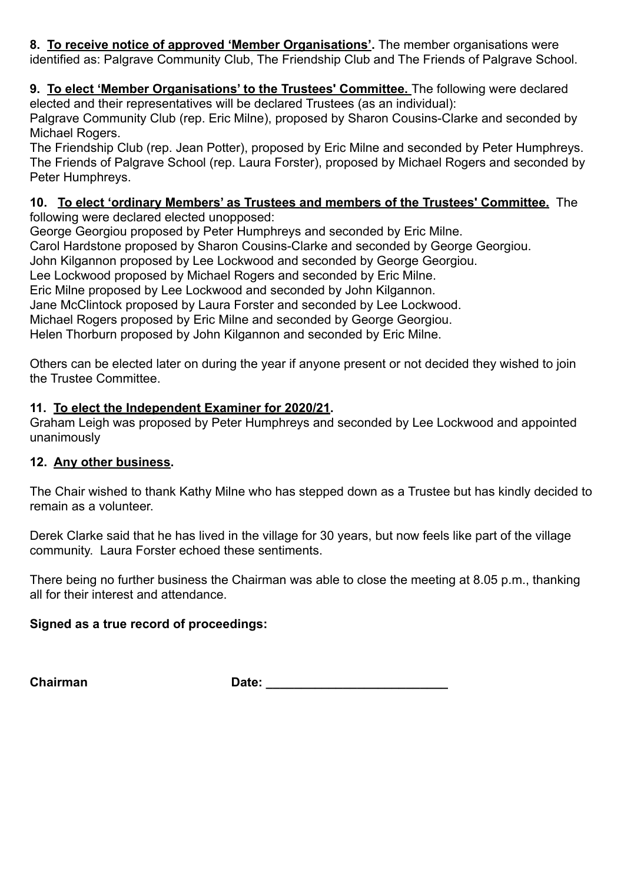**8. <u>To receive notice of approved 'Member Organisations'</u>.** The member organisations were identified as: Palgrave Community Club, The Friendship Club and The Friends of Palgrave School.

**9. <u>To elect 'Member Organisations' to the Trustees' Committee.</u>** The following were declared elected and their representatives will be declared Trustees (as an individual):
Palgrave Community Club (rep. Eric Milne), proposed by Sharon Cousins-Clarke and seconded by Michael Rogers.
The Friendship Club (rep. Jean Potter), proposed by Eric Milne and seconded by Peter Humphreys.
The Friends of Palgrave School (rep. Laura Forster), proposed by Michael Rogers and seconded by Peter Humphreys.

**10. <u>To elect 'ordinary Members' as Trustees and members of the Trustees' Committee.</u>** The following were declared elected unopposed:
George Georgiou proposed by Peter Humphreys and seconded by Eric Milne.
Carol Hardstone proposed by Sharon Cousins-Clarke and seconded by George Georgiou.
John Kilgannon proposed by Lee Lockwood and seconded by George Georgiou.
Lee Lockwood proposed by Michael Rogers and seconded by Eric Milne.
Eric Milne proposed by Lee Lockwood and seconded by John Kilgannon.
Jane McClintock proposed by Laura Forster and seconded by Lee Lockwood.
Michael Rogers proposed by Eric Milne and seconded by George Georgiou.
Helen Thorburn proposed by John Kilgannon and seconded by Eric Milne.

Others can be elected later on during the year if anyone present or not decided they wished to join the Trustee Committee.

**11. <u>To elect the Independent Examiner for 2020/21</u>.**
Graham Leigh was proposed by Peter Humphreys and seconded by Lee Lockwood and appointed unanimously

**12. <u>Any other business</u>.**

The Chair wished to thank Kathy Milne who has stepped down as a Trustee but has kindly decided to remain as a volunteer.

Derek Clarke said that he has lived in the village for 30 years, but now feels like part of the village community. Laura Forster echoed these sentiments.

There being no further business the Chairman was able to close the meeting at 8.05 p.m., thanking all for their interest and attendance.

**Signed as a true record of proceedings:**

**Chairman** **Date: ___________________________**